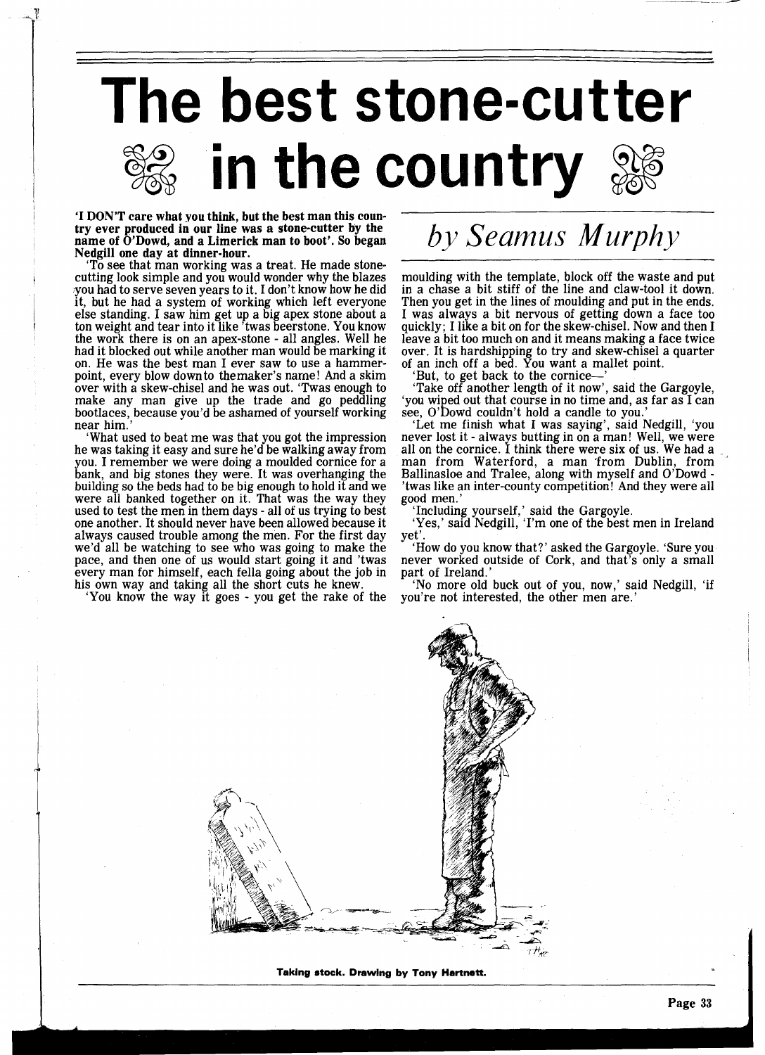# The best stone-cutter in the country

*by Seamus Murphy*

**'I DON'T care what you think, but the best man this country ever produced in our line was a stone-cutter by the name of O'Dowd, and a Limerick man to boot'. So began Nedgill one day at dinner-hour.**

'To see that man working was a treat. He made stone-cutting look simple and you would wonder why the blazes you had to serve seven years to it. I don't know how he did it, but he had a system of working which left everyone else standing. I saw him get up a big apex stone about a ton weight and tear into it like 'twas beerstone. You know the work there is on an apex-stone - all angles. Well he had it blocked out while another man would be marking it on. He was the best man I ever saw to use a hammer-point, every blow downto themaker's name! And a skim over with a skew-chisel and he was out. 'Twas enough to make any man give up the trade and go peddling bootlaces, because you'd be ashamed of yourself working near him.'

'What used to beat me was that you got the impression he was taking it easy and sure he'd be walking away from you. I remember we were doing a moulded cornice for a bank, and big stones they were. It was overhanging the building so the beds had to be big enough to hold it and we were all banked together on it. That was the way they used to test the men in them days - all of us trying to best one another. It should never have been allowed because it always caused trouble among the men. For the first day we'd all be watching to see who was going to make the pace, and then one of us would start going it and 'twas every man for himself, each fella going about the job in his own way and taking all the short cuts he knew.

'You know the way it goes - you get the rake of the moulding with the template, block off the waste and put in a chase a bit stiff of the line and claw-tool it down. Then you get in the lines of moulding and put in the ends. I was always a bit nervous of getting down a face too quickly; I like a bit on for the skew-chisel. Now and then I leave a bit too much on and it means making a face twice over. It is hardshipping to try and skew-chisel a quarter of an inch off a bed. You want a mallet point.

'But, to get back to the cornice—'

'Take off another length of it now', said the Gargoyle, 'you wiped out that course in no time and, as far as I can see, O'Dowd couldn't hold a candle to you.'

'Let me finish what I was saying', said Nedgill, 'you never lost it - always butting in on a man! Well, we were all on the cornice. I think there were six of us. We had a man from Waterford, a man from Dublin, from Ballinasloe and Tralee, along with myself and O'Dowd - 'twas like an inter-county competition! And they were all good men.'

'Including yourself,' said the Gargoyle.

'Yes,' said Nedgill, 'I'm one of the best men in Ireland yet'.

'How do you know that?' asked the Gargoyle. 'Sure you never worked outside of Cork, and that's only a small part of Ireland.'

'No more old buck out of you, now,' said Nedgill, 'if you're not interested, the other men are.'

**Taking stock. Drawing by Tony Hartnett.**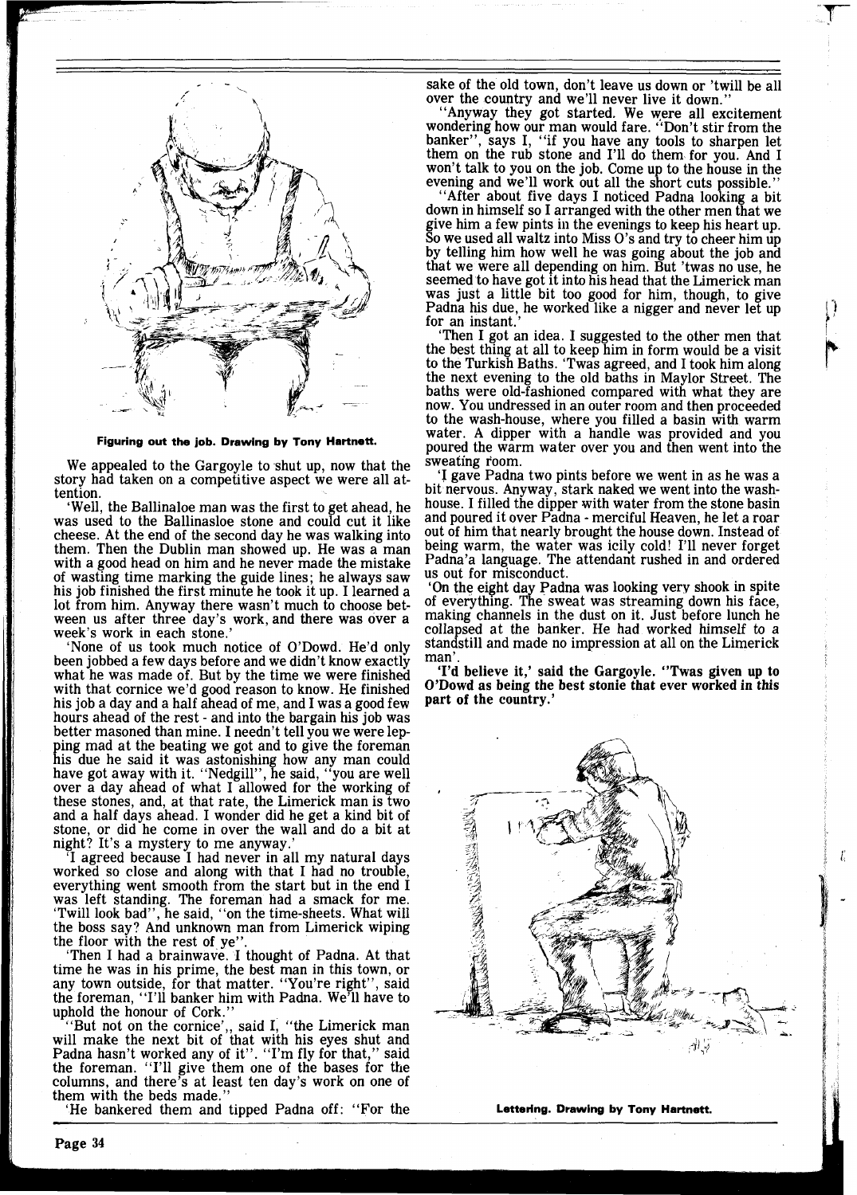Figuring out the job. Drawing by Tony Hartnett.

We appealed to the Gargoyle to shut up, now that the story had taken on a competitive aspect we were all attention.

'Well, the Ballinaloe man was the first to get ahead, he was used to the Ballinasloe stone and could cut it like cheese. At the end of the second day he was walking into them. Then the Dublin man showed up. He was a man with a good head on him and he never made the mistake of wasting time marking the guide lines; he always saw his job finished the first minute he took it up. I learned a lot from him. Anyway there wasn't much to choose between us after three day's work, and there was over a week's work in each stone.'

'None of us took much notice of O'Dowd. He'd only been jobbed a few days before and we didn't know exactly what he was made of. But by the time we were finished with that cornice we'd good reason to know. He finished his job a day and a half ahead of me, and I was a good few hours ahead of the rest - and into the bargain his job was better masoned than mine. I needn't tell you we were lepping mad at the beating we got and to give the foreman his due he said it was astonishing how any man could have got away with it. "Nedgill", he said, "you are well over a day ahead of what I allowed for the working of these stones, and, at that rate, the Limerick man is two and a half days ahead. I wonder did he get a kind bit of stone, or did he come in over the wall and do a bit at night? It's a mystery to me anyway.'

'I agreed because I had never in all my natural days worked so close and along with that I had no trouble, everything went smooth from the start but in the end I was left standing. The foreman had a smack for me. 'Twill look bad", he said, "on the time-sheets. What will the boss say? And unknown man from Limerick wiping the floor with the rest of ye".

'Then I had a brainwave. I thought of Padna. At that time he was in his prime, the best man in this town, or any town outside, for that matter. "You're right", said the foreman, "I'll banker him with Padna. We'll have to uphold the honour of Cork."

"But not on the cornice", said I, "the Limerick man will make the next bit of that with his eyes shut and Padna hasn't worked any of it". "I'm fly for that," said the foreman. "I'll give them one of the bases for the columns, and there's at least ten day's work on one of them with the beds made."

'He bankered them and tipped Padna off: "For the sake of the old town, don't leave us down or 'twill be all over the country and we'll never live it down."

"Anyway they got started. We were all excitement wondering how our man would fare. "Don't stir from the banker", says I, "if you have any tools to sharpen let them on the rub stone and I'll do them for you. And I won't talk to you on the job. Come up to the house in the evening and we'll work out all the short cuts possible."

"After about five days I noticed Padna looking a bit down in himself so I arranged with the other men that we give him a few pints in the evenings to keep his heart up. So we used all waltz into Miss O's and try to cheer him up by telling him how well he was going about the job and that we were all depending on him. But 'twas no use, he seemed to have got it into his head that the Limerick man was just a little bit too good for him, though, to give Padna his due, he worked like a nigger and never let up for an instant.'

'Then I got an idea. I suggested to the other men that the best thing at all to keep him in form would be a visit to the Turkish Baths. 'Twas agreed, and I took him along the next evening to the old baths in Maylor Street. The baths were old-fashioned compared with what they are now. You undressed in an outer room and then proceeded to the wash-house, where you filled a basin with warm water. A dipper with a handle was provided and you poured the warm water over you and then went into the sweating room.

'I gave Padna two pints before we went in as he was a bit nervous. Anyway, stark naked we went into the wash-house. I filled the dipper with water from the stone basin and poured it over Padna - merciful Heaven, he let a roar out of him that nearly brought the house down. Instead of being warm, the water was icily cold! I'll never forget Padna'a language. The attendant rushed in and ordered us out for misconduct.

'On the eight day Padna was looking very shook in spite of everything. The sweat was streaming down his face, making channels in the dust on it. Just before lunch he collapsed at the banker. He had worked himself to a standstill and made no impression at all on the Limerick man'.

**'I'd believe it,' said the Gargoyle. "Twas given up to O'Dowd as being the best stonie that ever worked in this part of the country.'**

Lettering. Drawing by Tony Hartnett.